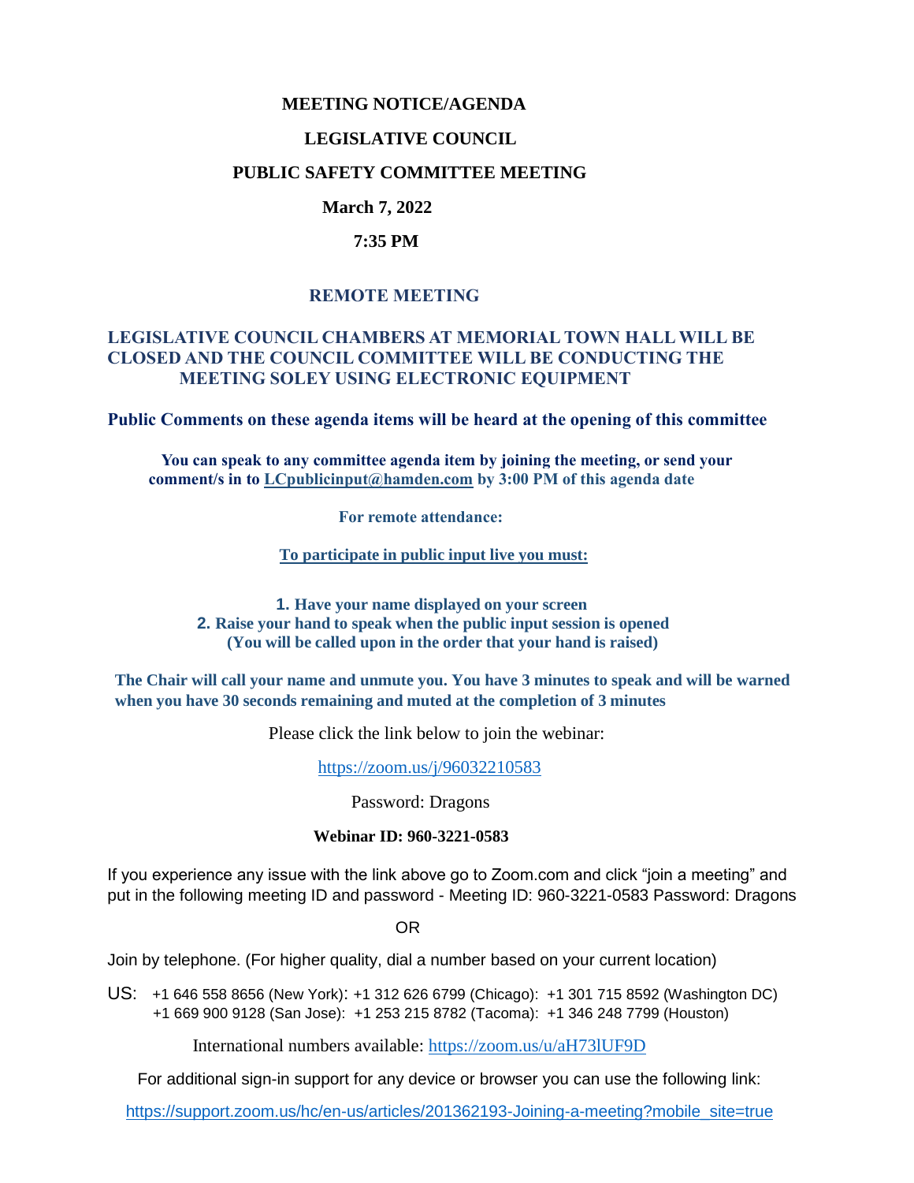# MEETING NOTICE/AGENDA

# LEGISLATIVE COUNCIL

# PUBLIC SAFETY COMMITTEE MEETING

**March 7, 2022**

**7:35 PM**

## REMOTE MEETING

**LEGISLATIVE COUNCIL CHAMBERS AT MEMORIAL TOWN HALL WILL BE CLOSED AND THE COUNCIL COMMITTEE WILL BE CONDUCTING THE MEETING SOLEY USING ELECTRONIC EQUIPMENT**

**Public Comments on these agenda items will be heard at the opening of this committee**

**You can speak to any committee agenda item by joining the meeting, or send your comment/s in to LCpublicinput@hamden.com by 3:00 PM of this agenda date**

**For remote attendance:**

**To participate in public input live you must:**

1. **Have your name displayed on your screen**
2. **Raise your hand to speak when the public input session is opened (You will be called upon in the order that your hand is raised)**

**The Chair will call your name and unmute you. You have 3 minutes to speak and will be warned when you have 30 seconds remaining and muted at the completion of 3 minutes**

Please click the link below to join the webinar:

https://zoom.us/j/96032210583

Password: Dragons

**Webinar ID: 960-3221-0583**

If you experience any issue with the link above go to Zoom.com and click "join a meeting" and put in the following meeting ID and password - Meeting ID: 960-3221-0583 Password: Dragons

OR

Join by telephone. (For higher quality, dial a number based on your current location)

US: +1 646 558 8656 (New York): +1 312 626 6799 (Chicago): +1 301 715 8592 (Washington DC)
+1 669 900 9128 (San Jose): +1 253 215 8782 (Tacoma): +1 346 248 7799 (Houston)

International numbers available: https://zoom.us/u/aH73lUF9D

For additional sign-in support for any device or browser you can use the following link:

https://support.zoom.us/hc/en-us/articles/201362193-Joining-a-meeting?mobile_site=true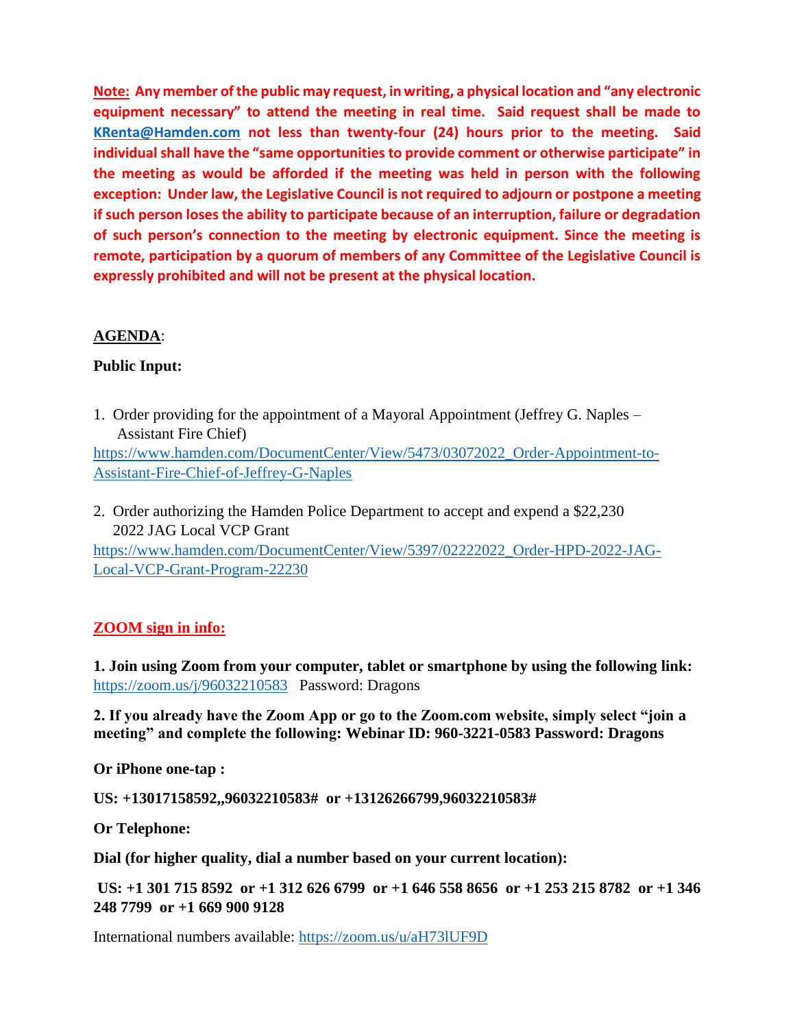**Note: Any member of the public may request, in writing, a physical location and "any electronic equipment necessary" to attend the meeting in real time. Said request shall be made to KRenta@Hamden.com not less than twenty-four (24) hours prior to the meeting. Said individual shall have the "same opportunities to provide comment or otherwise participate" in the meeting as would be afforded if the meeting was held in person with the following exception: Under law, the Legislative Council is not required to adjourn or postpone a meeting if such person loses the ability to participate because of an interruption, failure or degradation of such person's connection to the meeting by electronic equipment. Since the meeting is remote, participation by a quorum of members of any Committee of the Legislative Council is expressly prohibited and will not be present at the physical location.**

**AGENDA**:

**Public Input:**

1. Order providing for the appointment of a Mayoral Appointment (Jeffrey G. Naples – Assistant Fire Chief)
https://www.hamden.com/DocumentCenter/View/5473/03072022_Order-Appointment-to-Assistant-Fire-Chief-of-Jeffrey-G-Naples

2. Order authorizing the Hamden Police Department to accept and expend a $22,230 2022 JAG Local VCP Grant
https://www.hamden.com/DocumentCenter/View/5397/02222022_Order-HPD-2022-JAG-Local-VCP-Grant-Program-22230

**ZOOM sign in info:**

**1. Join using Zoom from your computer, tablet or smartphone by using the following link:** https://zoom.us/j/96032210583 Password: Dragons

**2. If you already have the Zoom App or go to the Zoom.com website, simply select "join a meeting" and complete the following: Webinar ID: 960-3221-0583 Password: Dragons**

**Or iPhone one-tap :**

**US: +13017158592,,96032210583# or +13126266799,96032210583#**

**Or Telephone:**

**Dial (for higher quality, dial a number based on your current location):**

**US: +1 301 715 8592 or +1 312 626 6799 or +1 646 558 8656 or +1 253 215 8782 or +1 346 248 7799 or +1 669 900 9128**

International numbers available: https://zoom.us/u/aH73lUF9D